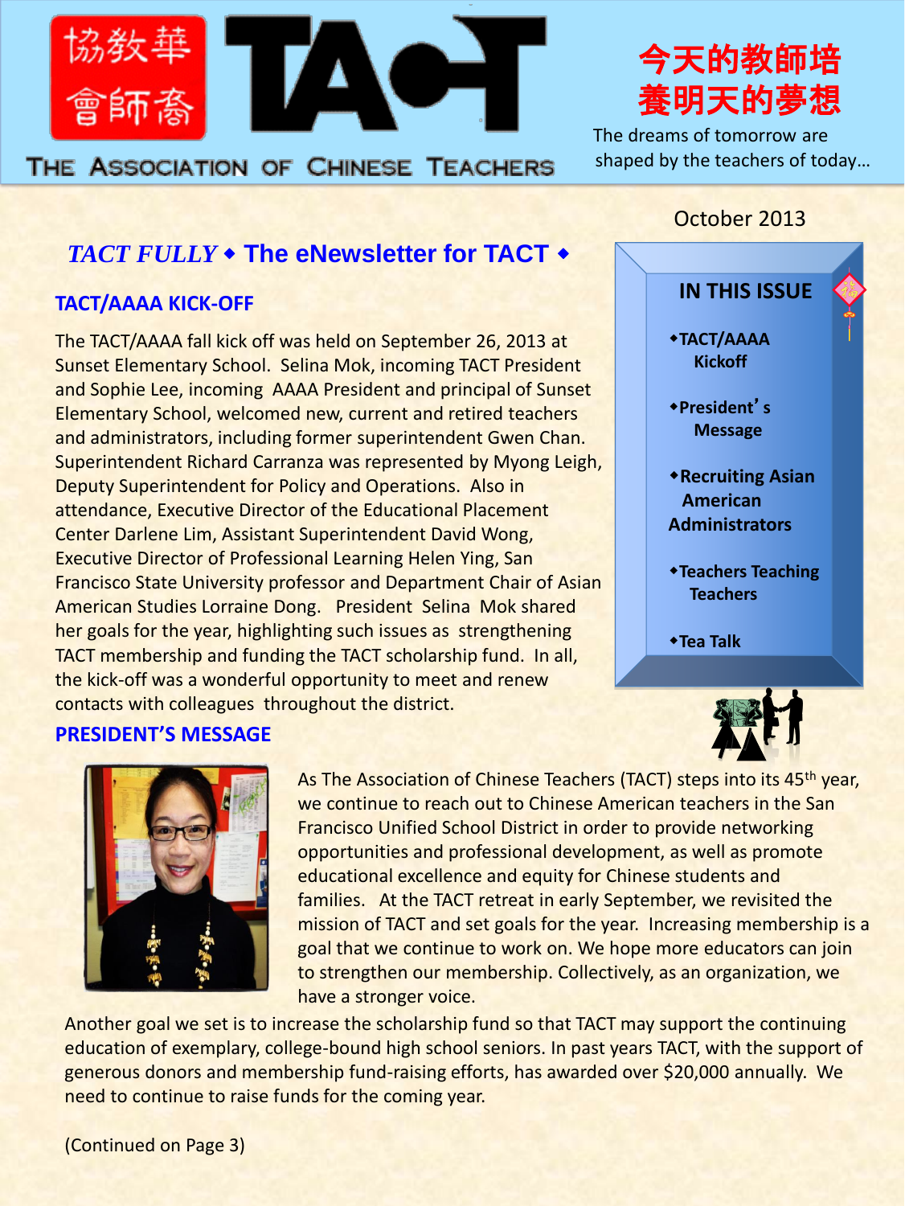協華
會教
師裔

# TACT

THE ASSOCIATION OF CHINESE TEACHERS

今天的教師培養明天的夢想

The dreams of tomorrow are shaped by the teachers of today…

October 2013

## *TACT FULLY* ◆ The eNewsletter for TACT ◆

**IN THIS ISSUE**

- TACT/AAAA Kickoff
- President's Message
- Recruiting Asian American Administrators
- Teachers Teaching Teachers
- Tea Talk

### TACT/AAAA KICK-OFF

The TACT/AAAA fall kick off was held on September 26, 2013 at Sunset Elementary School. Selina Mok, incoming TACT President and Sophie Lee, incoming AAAA President and principal of Sunset Elementary School, welcomed new, current and retired teachers and administrators, including former superintendent Gwen Chan. Superintendent Richard Carranza was represented by Myong Leigh, Deputy Superintendent for Policy and Operations. Also in attendance, Executive Director of the Educational Placement Center Darlene Lim, Assistant Superintendent David Wong, Executive Director of Professional Learning Helen Ying, San Francisco State University professor and Department Chair of Asian American Studies Lorraine Dong. President Selina Mok shared her goals for the year, highlighting such issues as strengthening TACT membership and funding the TACT scholarship fund. In all, the kick-off was a wonderful opportunity to meet and renew contacts with colleagues throughout the district.

### PRESIDENT'S MESSAGE

As The Association of Chinese Teachers (TACT) steps into its 45th year, we continue to reach out to Chinese American teachers in the San Francisco Unified School District in order to provide networking opportunities and professional development, as well as promote educational excellence and equity for Chinese students and families. At the TACT retreat in early September, we revisited the mission of TACT and set goals for the year. Increasing membership is a goal that we continue to work on. We hope more educators can join to strengthen our membership. Collectively, as an organization, we have a stronger voice.

Another goal we set is to increase the scholarship fund so that TACT may support the continuing education of exemplary, college-bound high school seniors. In past years TACT, with the support of generous donors and membership fund-raising efforts, has awarded over $20,000 annually. We need to continue to raise funds for the coming year.

(Continued on Page 3)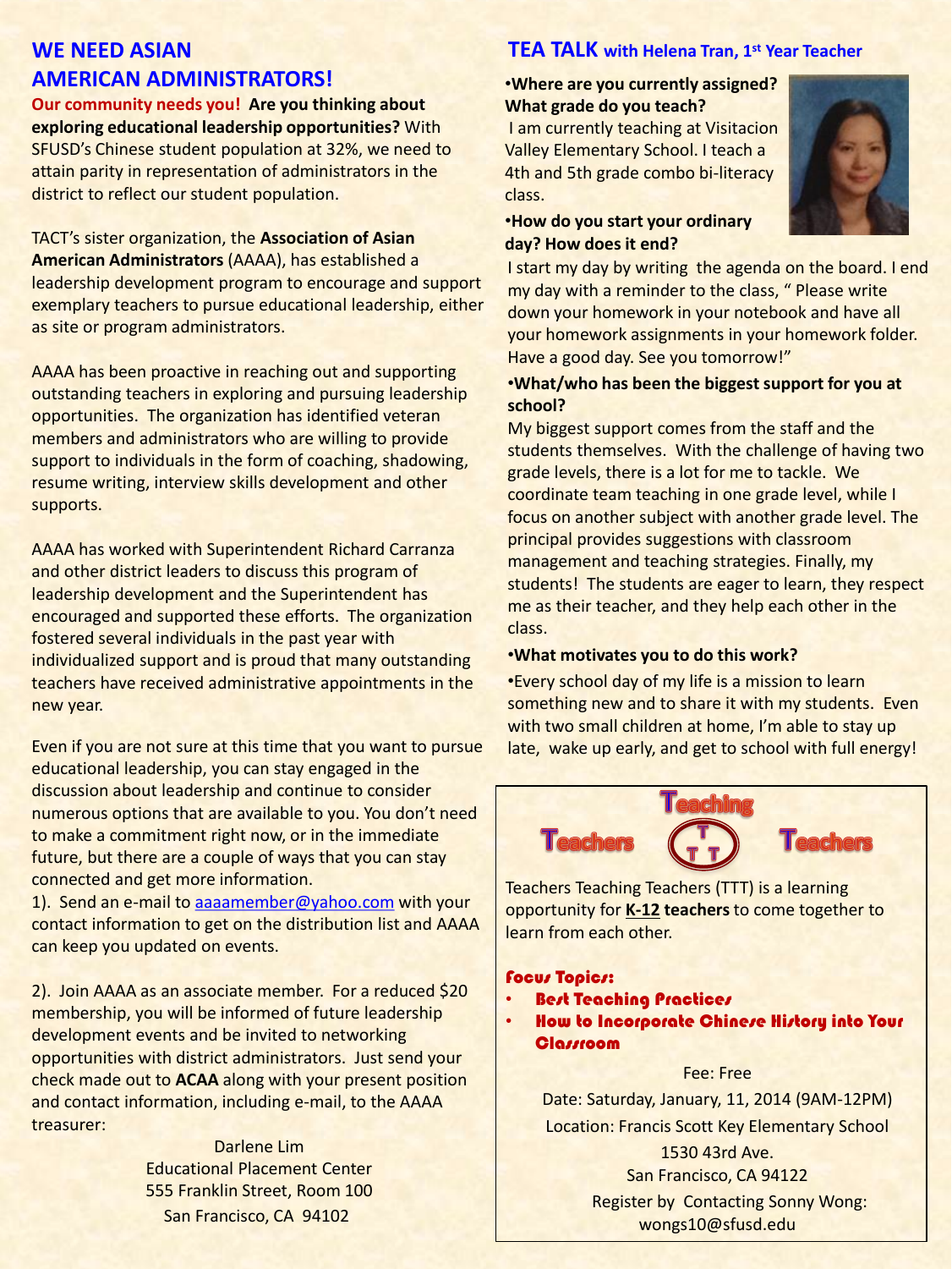## WE NEED ASIAN AMERICAN ADMINISTRATORS!

**Our community needs you! Are you thinking about exploring educational leadership opportunities?** With SFUSD's Chinese student population at 32%, we need to attain parity in representation of administrators in the district to reflect our student population.

TACT's sister organization, the **Association of Asian American Administrators** (AAAA), has established a leadership development program to encourage and support exemplary teachers to pursue educational leadership, either as site or program administrators.

AAAA has been proactive in reaching out and supporting outstanding teachers in exploring and pursuing leadership opportunities. The organization has identified veteran members and administrators who are willing to provide support to individuals in the form of coaching, shadowing, resume writing, interview skills development and other supports.

AAAA has worked with Superintendent Richard Carranza and other district leaders to discuss this program of leadership development and the Superintendent has encouraged and supported these efforts. The organization fostered several individuals in the past year with individualized support and is proud that many outstanding teachers have received administrative appointments in the new year.

Even if you are not sure at this time that you want to pursue educational leadership, you can stay engaged in the discussion about leadership and continue to consider numerous options that are available to you. You don't need to make a commitment right now, or in the immediate future, but there are a couple of ways that you can stay connected and get more information.

1). Send an e-mail to aaaamember@yahoo.com with your contact information to get on the distribution list and AAAA can keep you updated on events.

2). Join AAAA as an associate member. For a reduced $20 membership, you will be informed of future leadership development events and be invited to networking opportunities with district administrators. Just send your check made out to **ACAA** along with your present position and contact information, including e-mail, to the AAAA treasurer:

Darlene Lim
Educational Placement Center
555 Franklin Street, Room 100
San Francisco, CA 94102

## TEA TALK with Helena Tran, 1st Year Teacher

**•Where are you currently assigned? What grade do you teach?**

I am currently teaching at Visitacion Valley Elementary School. I teach a 4th and 5th grade combo bi-literacy class.

**•How do you start your ordinary day? How does it end?**

I start my day by writing the agenda on the board. I end my day with a reminder to the class, " Please write down your homework in your notebook and have all your homework assignments in your homework folder. Have a good day. See you tomorrow!"

**•What/who has been the biggest support for you at school?**

My biggest support comes from the staff and the students themselves. With the challenge of having two grade levels, there is a lot for me to tackle. We coordinate team teaching in one grade level, while I focus on another subject with another grade level. The principal provides suggestions with classroom management and teaching strategies. Finally, my students! The students are eager to learn, they respect me as their teacher, and they help each other in the class.

**•What motivates you to do this work?**

•Every school day of my life is a mission to learn something new and to share it with my students. Even with two small children at home, I'm able to stay up late, wake up early, and get to school with full energy!

## Teachers Teaching Teachers

Teachers Teaching Teachers (TTT) is a learning opportunity for **K-12 teachers** to come together to learn from each other.

**Focus Topics:**

- **Best Teaching Practices**
- **How to Incorporate Chinese History into Your Classroom**

Fee: Free
Date: Saturday, January, 11, 2014 (9AM-12PM)
Location: Francis Scott Key Elementary School
1530 43rd Ave.
San Francisco, CA 94122
Register by Contacting Sonny Wong:
wongs10@sfusd.edu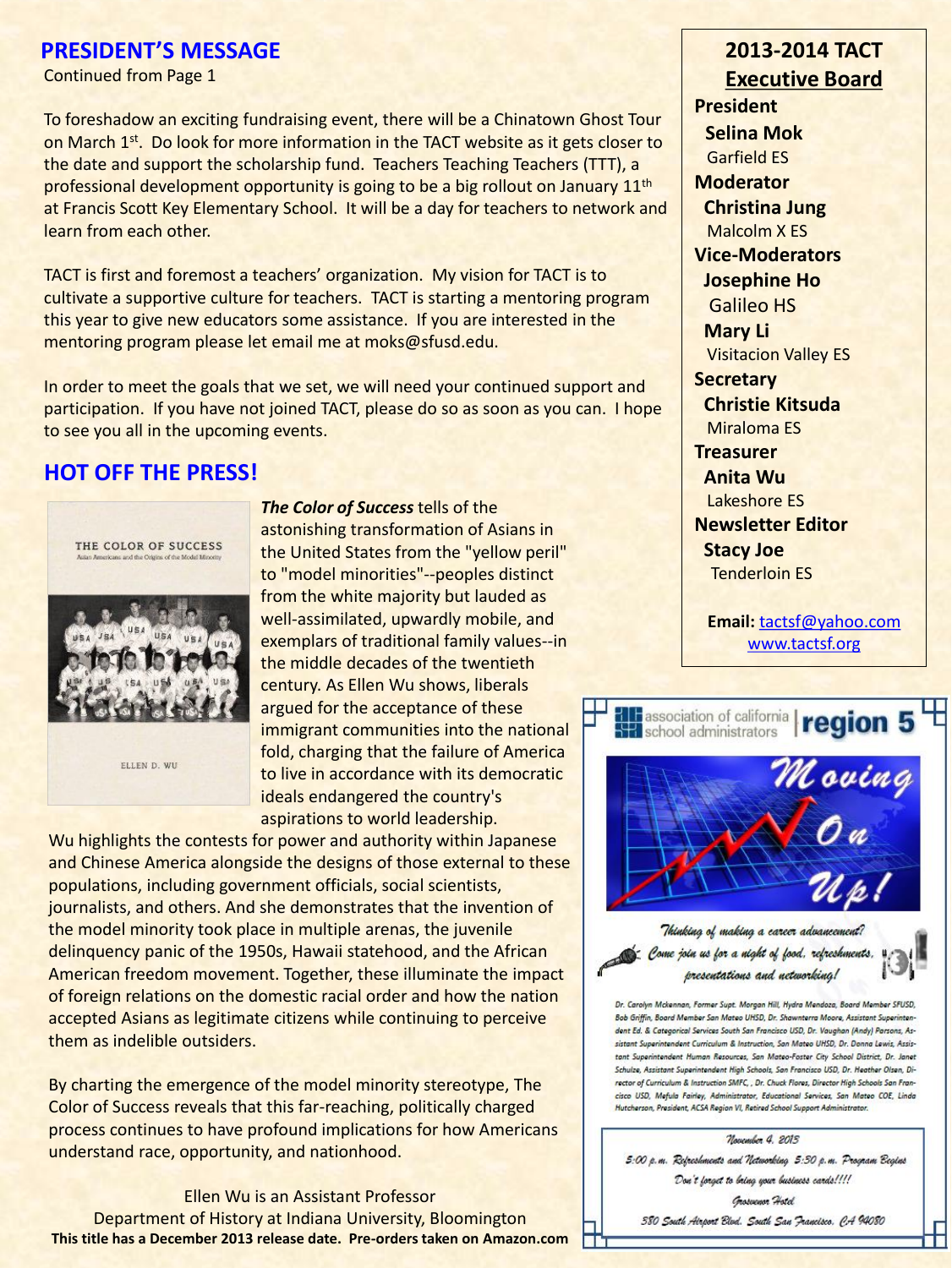## PRESIDENT'S MESSAGE

Continued from Page 1

To foreshadow an exciting fundraising event, there will be a Chinatown Ghost Tour on March 1st. Do look for more information in the TACT website as it gets closer to the date and support the scholarship fund. Teachers Teaching Teachers (TTT), a professional development opportunity is going to be a big rollout on January 11th at Francis Scott Key Elementary School. It will be a day for teachers to network and learn from each other.

TACT is first and foremost a teachers' organization. My vision for TACT is to cultivate a supportive culture for teachers. TACT is starting a mentoring program this year to give new educators some assistance. If you are interested in the mentoring program please let email me at moks@sfusd.edu.

In order to meet the goals that we set, we will need your continued support and participation. If you have not joined TACT, please do so as soon as you can. I hope to see you all in the upcoming events.

## HOT OFF THE PRESS!

THE COLOR OF SUCCESS
Asian Americans and the Origins of the Model Minority
ELLEN D. WU

***The Color of Success*** tells of the astonishing transformation of Asians in the United States from the "yellow peril" to "model minorities"--peoples distinct from the white majority but lauded as well-assimilated, upwardly mobile, and exemplars of traditional family values--in the middle decades of the twentieth century. As Ellen Wu shows, liberals argued for the acceptance of these immigrant communities into the national fold, charging that the failure of America to live in accordance with its democratic ideals endangered the country's aspirations to world leadership.

Wu highlights the contests for power and authority within Japanese and Chinese America alongside the designs of those external to these populations, including government officials, social scientists, journalists, and others. And she demonstrates that the invention of the model minority took place in multiple arenas, the juvenile delinquency panic of the 1950s, Hawaii statehood, and the African American freedom movement. Together, these illuminate the impact of foreign relations on the domestic racial order and how the nation accepted Asians as legitimate citizens while continuing to perceive them as indelible outsiders.

By charting the emergence of the model minority stereotype, The Color of Success reveals that this far-reaching, politically charged process continues to have profound implications for how Americans understand race, opportunity, and nationhood.

Ellen Wu is an Assistant Professor
Department of History at Indiana University, Bloomington

**This title has a December 2013 release date. Pre-orders taken on Amazon.com**

## 2013-2014 TACT Executive Board

**President**
**Selina Mok**
Garfield ES

**Moderator**
**Christina Jung**
Malcolm X ES

**Vice-Moderators**
**Josephine Ho**
Galileo HS
**Mary Li**
Visitacion Valley ES

**Secretary**
**Christie Kitsuda**
Miraloma ES

**Treasurer**
**Anita Wu**
Lakeshore ES

**Newsletter Editor**
**Stacy Joe**
Tenderloin ES

**Email:** tactsf@yahoo.com
www.tactsf.org

---

association of california school administrators | region 5

*Moving On Up!*

*Thinking of making a career advancement?*
*Come join us for a night of food, refreshments, presentations and networking!*

Dr. Carolyn Mckennan, Former Supt. Morgan Hill, Hydra Mendoza, Board Member SFUSD, Bob Griffin, Board Member San Mateo UHSD, Dr. Shawnterra Moore, Assistant Superintendent Ed. & Categorical Services South San Francisco USD, Dr. Vaughan (Andy) Parsons, Assistant Superintendent Curriculum & Instruction, San Mateo UHSD, Dr. Donna Lewis, Assistant Superintendent Human Resources, San Mateo-Foster City School District, Dr. Janet Schulze, Assistant Superintendent High Schools, San Francisco USD, Dr. Heather Olsen, Director of Curriculum & Instruction SMFC, , Dr. Chuck Flores, Director High Schools San Francisco USD, Mafula Fairley, Administrator, Educational Services, San Mateo COE, Linda Hutcherson, President, ACSA Region VI, Retired School Support Administrator.

*November 4, 2013*
*5:00 p.m. Refreshments and Networking 5:30 p.m. Program Begins*
*Don't forget to bring your business cards!!!!*
*Grosvenor Hotel*
*380 South Airport Blvd. South San Francisco, CA 94080*